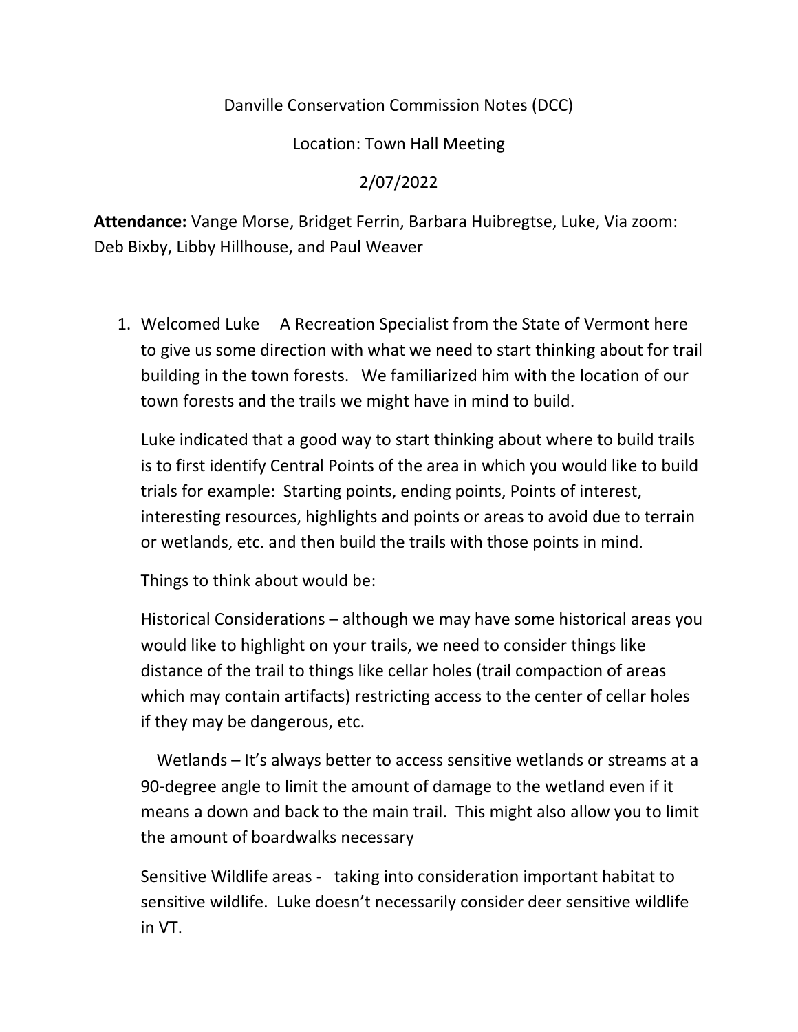Danville Conservation Commission Notes (DCC)

Location: Town Hall Meeting

2/07/2022

**Attendance:** Vange Morse, Bridget Ferrin, Barbara Huibregtse, Luke, Via zoom: Deb Bixby, Libby Hillhouse, and Paul Weaver

1. Welcomed Luke A Recreation Specialist from the State of Vermont here to give us some direction with what we need to start thinking about for trail building in the town forests. We familiarized him with the location of our town forests and the trails we might have in mind to build.

   Luke indicated that a good way to start thinking about where to build trails is to first identify Central Points of the area in which you would like to build trials for example: Starting points, ending points, Points of interest, interesting resources, highlights and points or areas to avoid due to terrain or wetlands, etc. and then build the trails with those points in mind.

   Things to think about would be:

   Historical Considerations – although we may have some historical areas you would like to highlight on your trails, we need to consider things like distance of the trail to things like cellar holes (trail compaction of areas which may contain artifacts) restricting access to the center of cellar holes if they may be dangerous, etc.

   Wetlands – It's always better to access sensitive wetlands or streams at a 90-degree angle to limit the amount of damage to the wetland even if it means a down and back to the main trail. This might also allow you to limit the amount of boardwalks necessary

   Sensitive Wildlife areas - taking into consideration important habitat to sensitive wildlife. Luke doesn't necessarily consider deer sensitive wildlife in VT.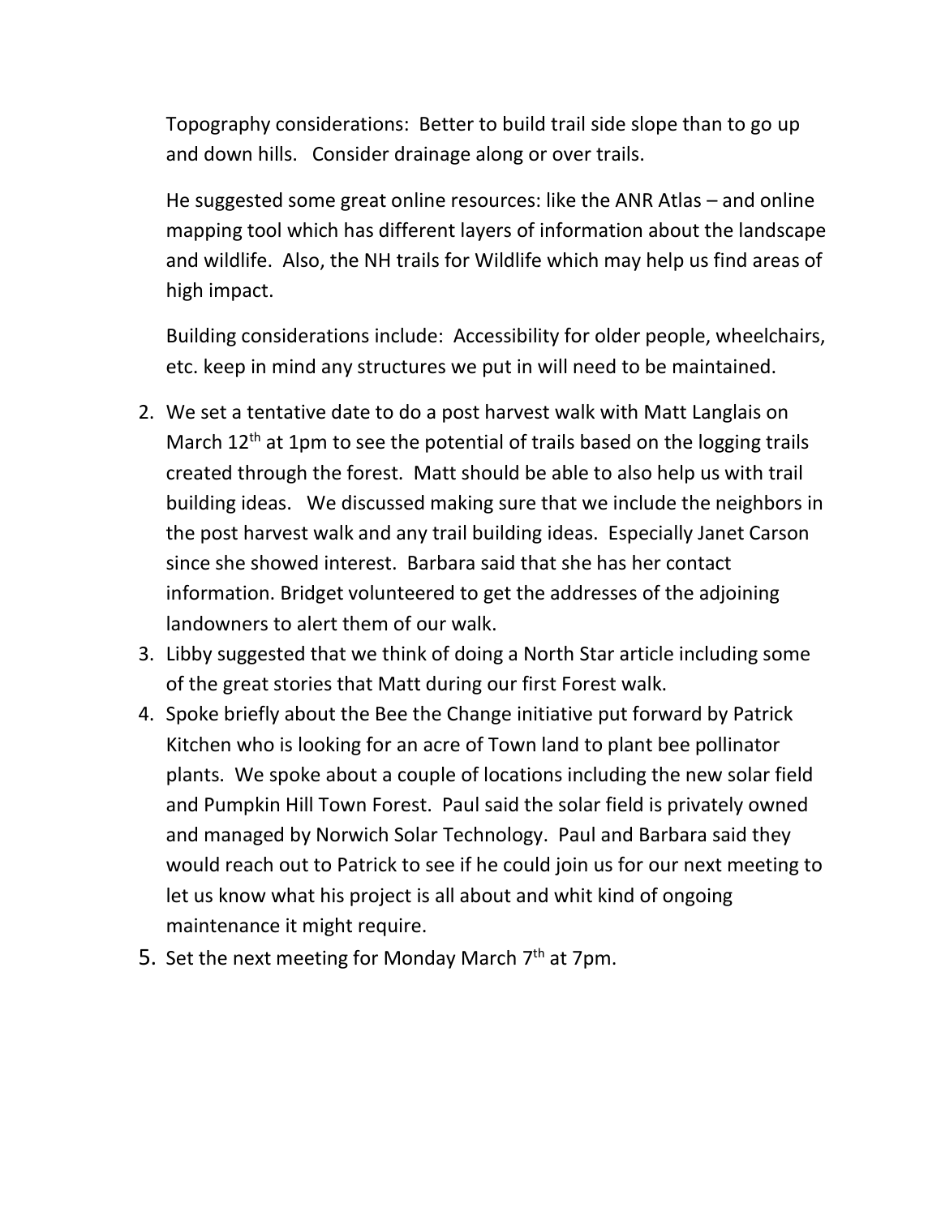Topography considerations: Better to build trail side slope than to go up and down hills. Consider drainage along or over trails.

He suggested some great online resources: like the ANR Atlas – and online mapping tool which has different layers of information about the landscape and wildlife. Also, the NH trails for Wildlife which may help us find areas of high impact.

Building considerations include: Accessibility for older people, wheelchairs, etc. keep in mind any structures we put in will need to be maintained.

2. We set a tentative date to do a post harvest walk with Matt Langlais on March 12th at 1pm to see the potential of trails based on the logging trails created through the forest. Matt should be able to also help us with trail building ideas. We discussed making sure that we include the neighbors in the post harvest walk and any trail building ideas. Especially Janet Carson since she showed interest. Barbara said that she has her contact information. Bridget volunteered to get the addresses of the adjoining landowners to alert them of our walk.
3. Libby suggested that we think of doing a North Star article including some of the great stories that Matt during our first Forest walk.
4. Spoke briefly about the Bee the Change initiative put forward by Patrick Kitchen who is looking for an acre of Town land to plant bee pollinator plants. We spoke about a couple of locations including the new solar field and Pumpkin Hill Town Forest. Paul said the solar field is privately owned and managed by Norwich Solar Technology. Paul and Barbara said they would reach out to Patrick to see if he could join us for our next meeting to let us know what his project is all about and whit kind of ongoing maintenance it might require.
5. Set the next meeting for Monday March 7th at 7pm.